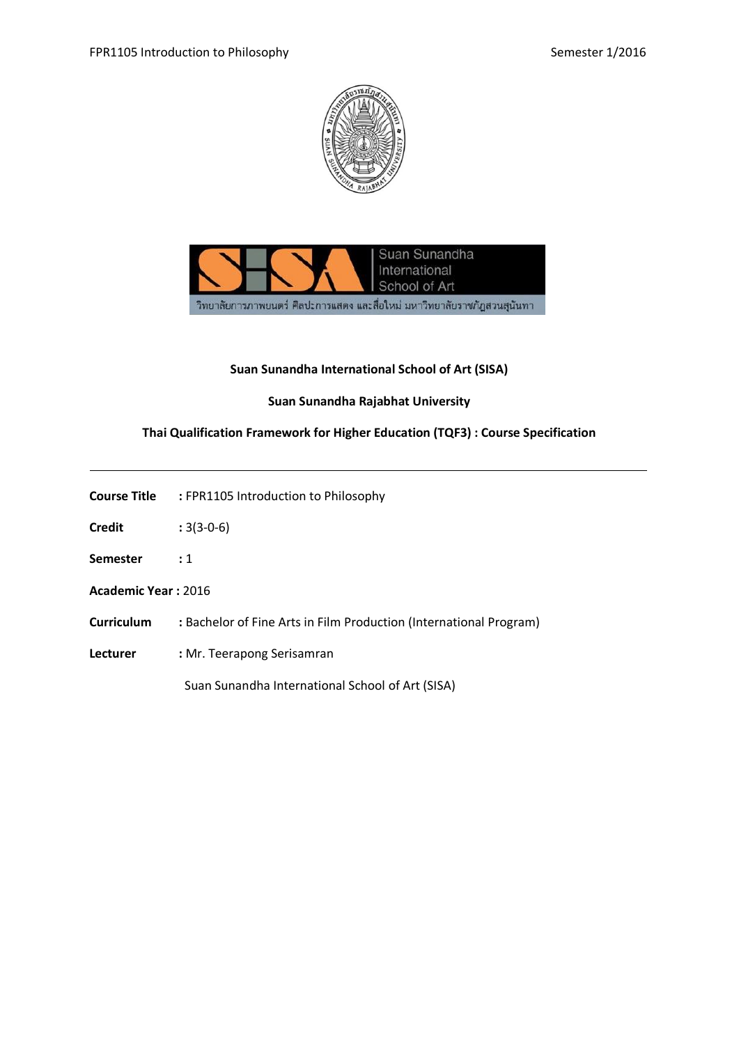**Suan Sunandha International School of Art (SISA)**

**Suan Sunandha Rajabhat University**

**Thai Qualification Framework for Higher Education (TQF3) : Course Specification**

---

**Course Title** : FPR1105 Introduction to Philosophy

**Credit** : 3(3-0-6)

**Semester** : 1

**Academic Year :** 2016

**Curriculum** : Bachelor of Fine Arts in Film Production (International Program)

**Lecturer** : Mr. Teerapong Serisamran

Suan Sunandha International School of Art (SISA)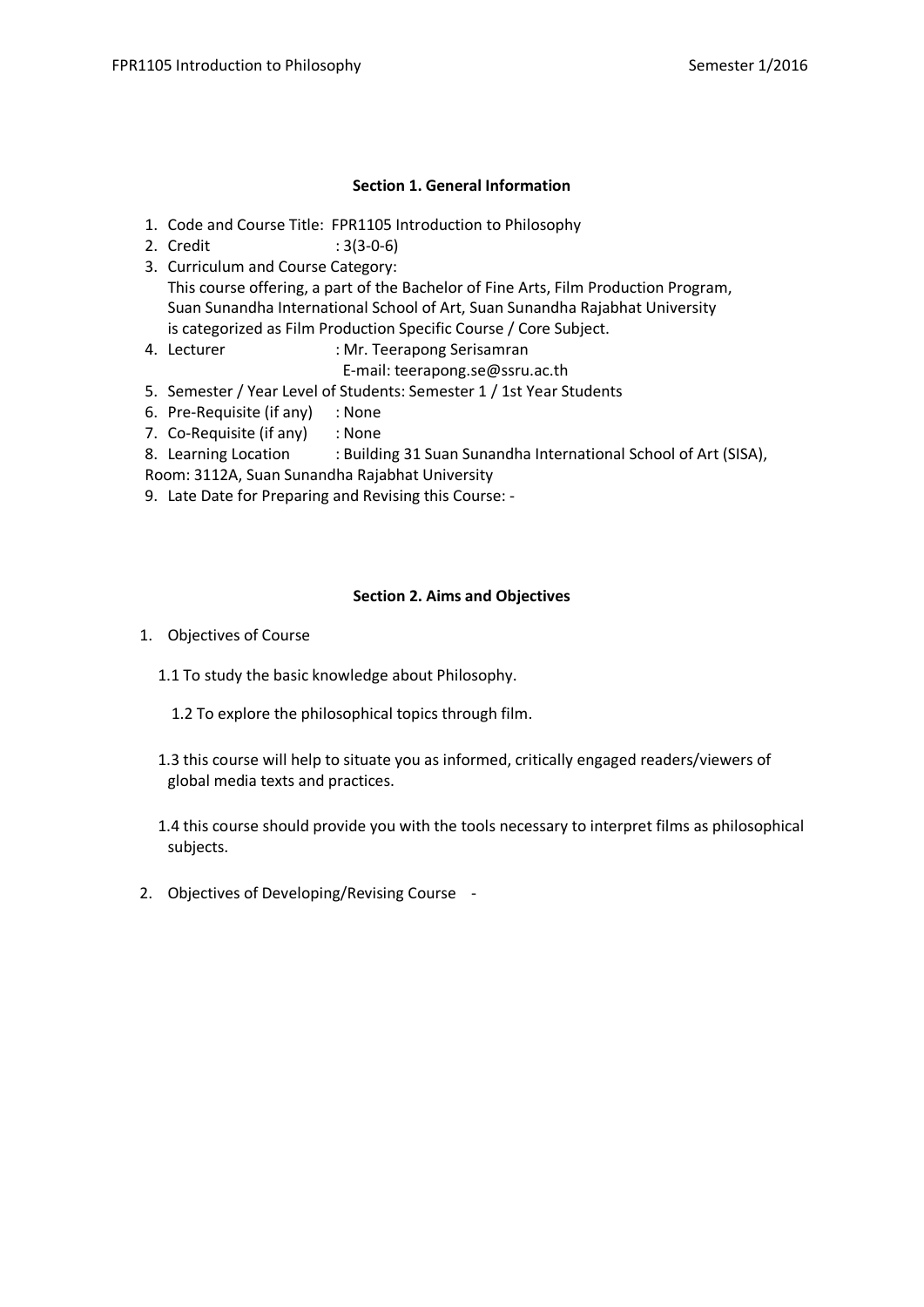### Section 1. General Information

1. Code and Course Title: FPR1105 Introduction to Philosophy
2. Credit : 3(3-0-6)
3. Curriculum and Course Category:
   This course offering, a part of the Bachelor of Fine Arts, Film Production Program, Suan Sunandha International School of Art, Suan Sunandha Rajabhat University is categorized as Film Production Specific Course / Core Subject.
4. Lecturer : Mr. Teerapong Serisamran
   E-mail: teerapong.se@ssru.ac.th
5. Semester / Year Level of Students: Semester 1 / 1st Year Students
6. Pre-Requisite (if any) : None
7. Co-Requisite (if any) : None
8. Learning Location : Building 31 Suan Sunandha International School of Art (SISA), Room: 3112A, Suan Sunandha Rajabhat University
9. Late Date for Preparing and Revising this Course: -

### Section 2. Aims and Objectives

1. Objectives of Course

   1.1 To study the basic knowledge about Philosophy.

   1.2 To explore the philosophical topics through film.

   1.3 this course will help to situate you as informed, critically engaged readers/viewers of global media texts and practices.

   1.4 this course should provide you with the tools necessary to interpret films as philosophical subjects.

2. Objectives of Developing/Revising Course -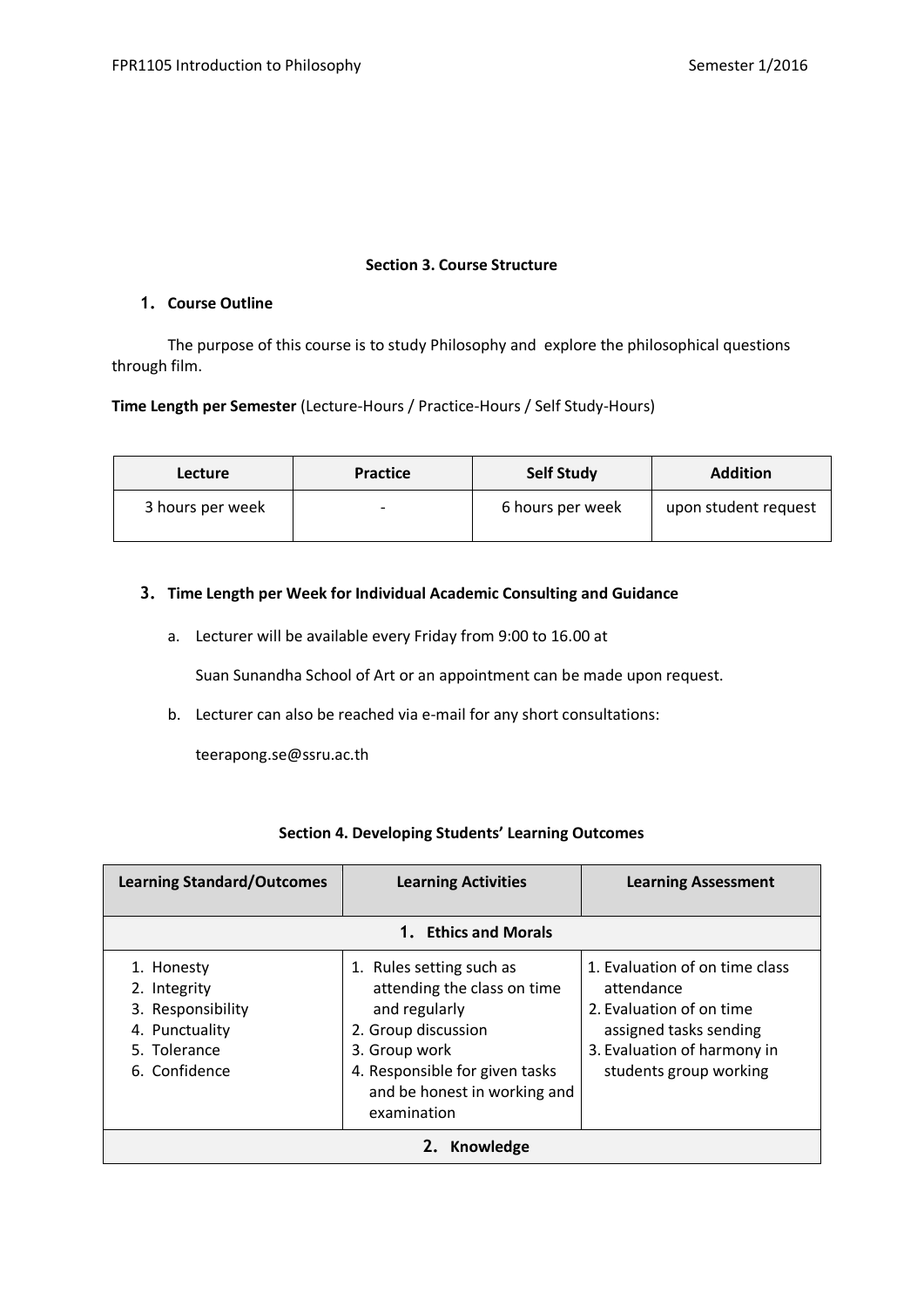**Section 3. Course Structure**

1. **Course Outline**

The purpose of this course is to study Philosophy and explore the philosophical questions through film.

**Time Length per Semester** (Lecture-Hours / Practice-Hours / Self Study-Hours)

| Lecture | Practice | Self Study | Addition |
|---|---|---|---|
| 3 hours per week | - | 6 hours per week | upon student request |

3. **Time Length per Week for Individual Academic Consulting and Guidance**

   a. Lecturer will be available every Friday from 9:00 to 16.00 at

      Suan Sunandha School of Art or an appointment can be made upon request.

   b. Lecturer can also be reached via e-mail for any short consultations:

      teerapong.se@ssru.ac.th

**Section 4. Developing Students' Learning Outcomes**

| Learning Standard/Outcomes | Learning Activities | Learning Assessment |
|---|---|---|
| **1. Ethics and Morals** | | |
| 1. Honesty<br>2. Integrity<br>3. Responsibility<br>4. Punctuality<br>5. Tolerance<br>6. Confidence | 1. Rules setting such as attending the class on time and regularly<br>2. Group discussion<br>3. Group work<br>4. Responsible for given tasks and be honest in working and examination | 1. Evaluation of on time class attendance<br>2. Evaluation of on time assigned tasks sending<br>3. Evaluation of harmony in students group working |
| **2. Knowledge** | | |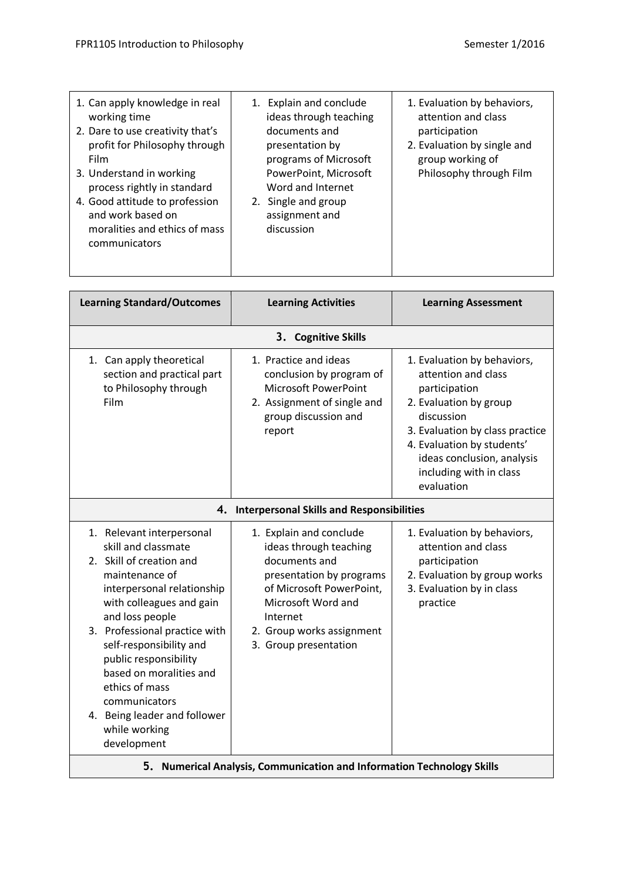| | | |
|---|---|---|
| 1. Can apply knowledge in real working time<br>2. Dare to use creativity that's profit for Philosophy through Film<br>3. Understand in working process rightly in standard<br>4. Good attitude to profession and work based on moralities and ethics of mass communicators | 1. Explain and conclude ideas through teaching documents and presentation by programs of Microsoft PowerPoint, Microsoft Word and Internet<br>2. Single and group assignment and discussion | 1. Evaluation by behaviors, attention and class participation<br>2. Evaluation by single and group working of Philosophy through Film |

| Learning Standard/Outcomes | Learning Activities | Learning Assessment |
|---|---|---|
| **3. Cognitive Skills** | | |
| 1. Can apply theoretical section and practical part to Philosophy through Film | 1. Practice and ideas conclusion by program of Microsoft PowerPoint<br>2. Assignment of single and group discussion and report | 1. Evaluation by behaviors, attention and class participation<br>2. Evaluation by group discussion<br>3. Evaluation by class practice<br>4. Evaluation by students' ideas conclusion, analysis including with in class evaluation |
| **4. Interpersonal Skills and Responsibilities** | | |
| 1. Relevant interpersonal skill and classmate<br>2. Skill of creation and maintenance of interpersonal relationship with colleagues and gain and loss people<br>3. Professional practice with self-responsibility and public responsibility based on moralities and ethics of mass communicators<br>4. Being leader and follower while working development | 1. Explain and conclude ideas through teaching documents and presentation by programs of Microsoft PowerPoint, Microsoft Word and Internet<br>2. Group works assignment<br>3. Group presentation | 1. Evaluation by behaviors, attention and class participation<br>2. Evaluation by group works<br>3. Evaluation by in class practice |
| **5. Numerical Analysis, Communication and Information Technology Skills** | | |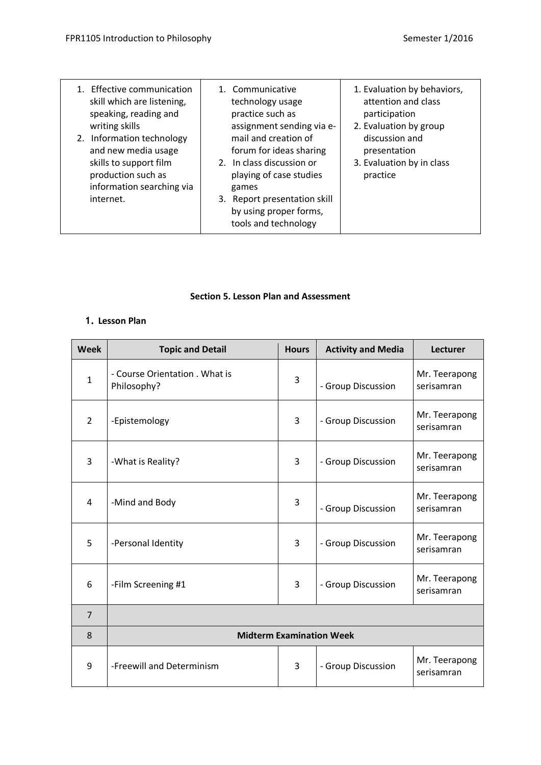| | | |
|---|---|---|
| 1. Effective communication skill which are listening, speaking, reading and writing skills<br>2. Information technology and new media usage skills to support film production such as information searching via internet. | 1. Communicative technology usage practice such as assignment sending via e-mail and creation of forum for ideas sharing<br>2. In class discussion or playing of case studies games<br>3. Report presentation skill by using proper forms, tools and technology | 1. Evaluation by behaviors, attention and class participation<br>2. Evaluation by group discussion and presentation<br>3. Evaluation by in class practice |

**Section 5. Lesson Plan and Assessment**

**1. Lesson Plan**

| Week | Topic and Detail | Hours | Activity and Media | Lecturer |
|---|---|---|---|---|
| 1 | - Course Orientation . What is Philosophy? | 3 | - Group Discussion | Mr. Teerapong serisamran |
| 2 | -Epistemology | 3 | - Group Discussion | Mr. Teerapong serisamran |
| 3 | -What is Reality? | 3 | - Group Discussion | Mr. Teerapong serisamran |
| 4 | -Mind and Body | 3 | - Group Discussion | Mr. Teerapong serisamran |
| 5 | -Personal Identity | 3 | - Group Discussion | Mr. Teerapong serisamran |
| 6 | -Film Screening #1 | 3 | - Group Discussion | Mr. Teerapong serisamran |
| 7 | | | | |
| 8 | **Midterm Examination Week** | | | |
| 9 | -Freewill and Determinism | 3 | - Group Discussion | Mr. Teerapong serisamran |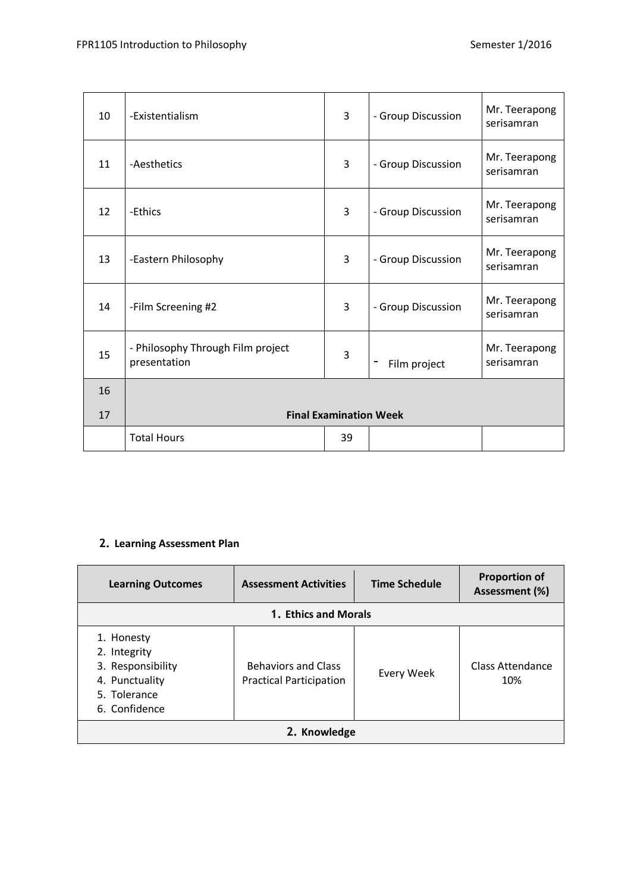| 10 | -Existentialism | 3 | - Group Discussion | Mr. Teerapong serisamran |
|---|---|---|---|---|
| 11 | -Aesthetics | 3 | - Group Discussion | Mr. Teerapong serisamran |
| 12 | -Ethics | 3 | - Group Discussion | Mr. Teerapong serisamran |
| 13 | -Eastern Philosophy | 3 | - Group Discussion | Mr. Teerapong serisamran |
| 14 | -Film Screening #2 | 3 | - Group Discussion | Mr. Teerapong serisamran |
| 15 | - Philosophy Through Film project presentation | 3 | - Film project | Mr. Teerapong serisamran |
| 16 | | | | |
| 17 | **Final Examination Week** | | | |
| | Total Hours | 39 | | |

## 2. Learning Assessment Plan

| Learning Outcomes | Assessment Activities | Time Schedule | Proportion of Assessment (%) |
|---|---|---|---|
| **1. Ethics and Morals** | | | |
| 1. Honesty<br>2. Integrity<br>3. Responsibility<br>4. Punctuality<br>5. Tolerance<br>6. Confidence | Behaviors and Class Practical Participation | Every Week | Class Attendance 10% |
| **2. Knowledge** | | | |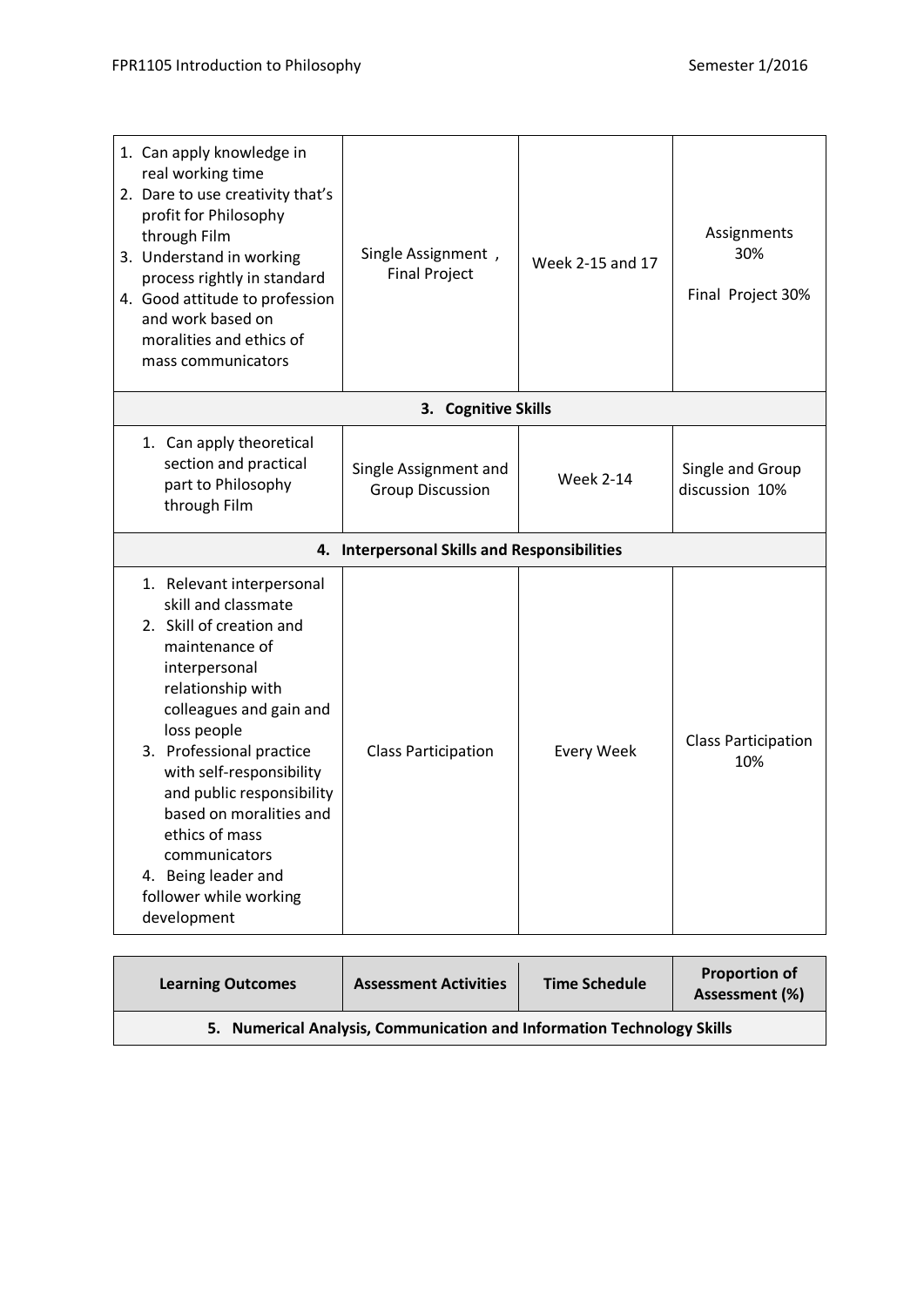| Learning Outcomes | Assessment Activities | Time Schedule | Proportion of Assessment (%) |
|---|---|---|---|
| 1. Can apply knowledge in real working time<br>2. Dare to use creativity that's profit for Philosophy through Film<br>3. Understand in working process rightly in standard<br>4. Good attitude to profession and work based on moralities and ethics of mass communicators | Single Assignment , Final Project | Week 2-15 and 17 | Assignments 30%<br><br>Final Project 30% |
| **3. Cognitive Skills** | | | |
| 1. Can apply theoretical section and practical part to Philosophy through Film | Single Assignment and Group Discussion | Week 2-14 | Single and Group discussion 10% |
| **4. Interpersonal Skills and Responsibilities** | | | |
| 1. Relevant interpersonal skill and classmate<br>2. Skill of creation and maintenance of interpersonal relationship with colleagues and gain and loss people<br>3. Professional practice with self-responsibility and public responsibility based on moralities and ethics of mass communicators<br>4. Being leader and follower while working development | Class Participation | Every Week | Class Participation 10% |

| Learning Outcomes | Assessment Activities | Time Schedule | Proportion of Assessment (%) |
|---|---|---|---|
| **5. Numerical Analysis, Communication and Information Technology Skills** | | | |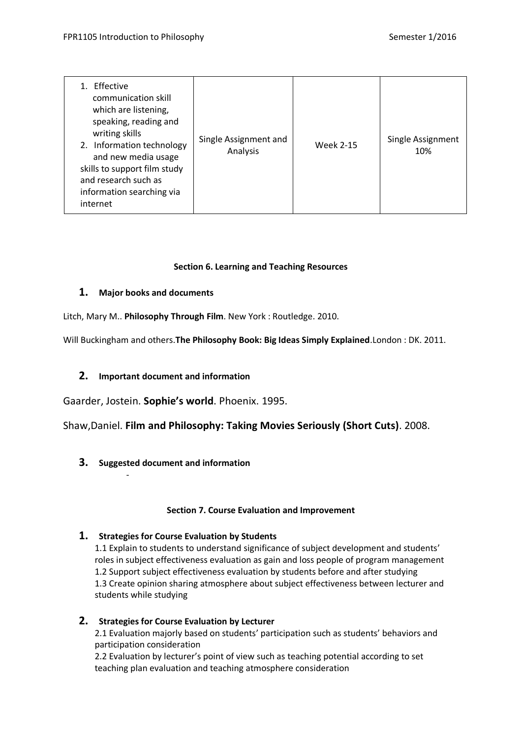| 1. Effective communication skill which are listening, speaking, reading and writing skills<br>2. Information technology and new media usage skills to support film study and research such as information searching via internet | Single Assignment and Analysis | Week 2-15 | Single Assignment 10% |
|---|---|---|---|

### Section 6. Learning and Teaching Resources

**1. Major books and documents**

Litch, Mary M.. **Philosophy Through Film**. New York : Routledge. 2010.

Will Buckingham and others.**The Philosophy Book: Big Ideas Simply Explained**.London : DK. 2011.

**2. Important document and information**

Gaarder, Jostein. **Sophie's world**. Phoenix. 1995.

Shaw,Daniel. **Film and Philosophy: Taking Movies Seriously (Short Cuts)**. 2008.

**3. Suggested document and information**

-

### Section 7. Course Evaluation and Improvement

**1. Strategies for Course Evaluation by Students**

1.1 Explain to students to understand significance of subject development and students' roles in subject effectiveness evaluation as gain and loss people of program management
1.2 Support subject effectiveness evaluation by students before and after studying
1.3 Create opinion sharing atmosphere about subject effectiveness between lecturer and students while studying

**2. Strategies for Course Evaluation by Lecturer**

2.1 Evaluation majorly based on students' participation such as students' behaviors and participation consideration
2.2 Evaluation by lecturer's point of view such as teaching potential according to set teaching plan evaluation and teaching atmosphere consideration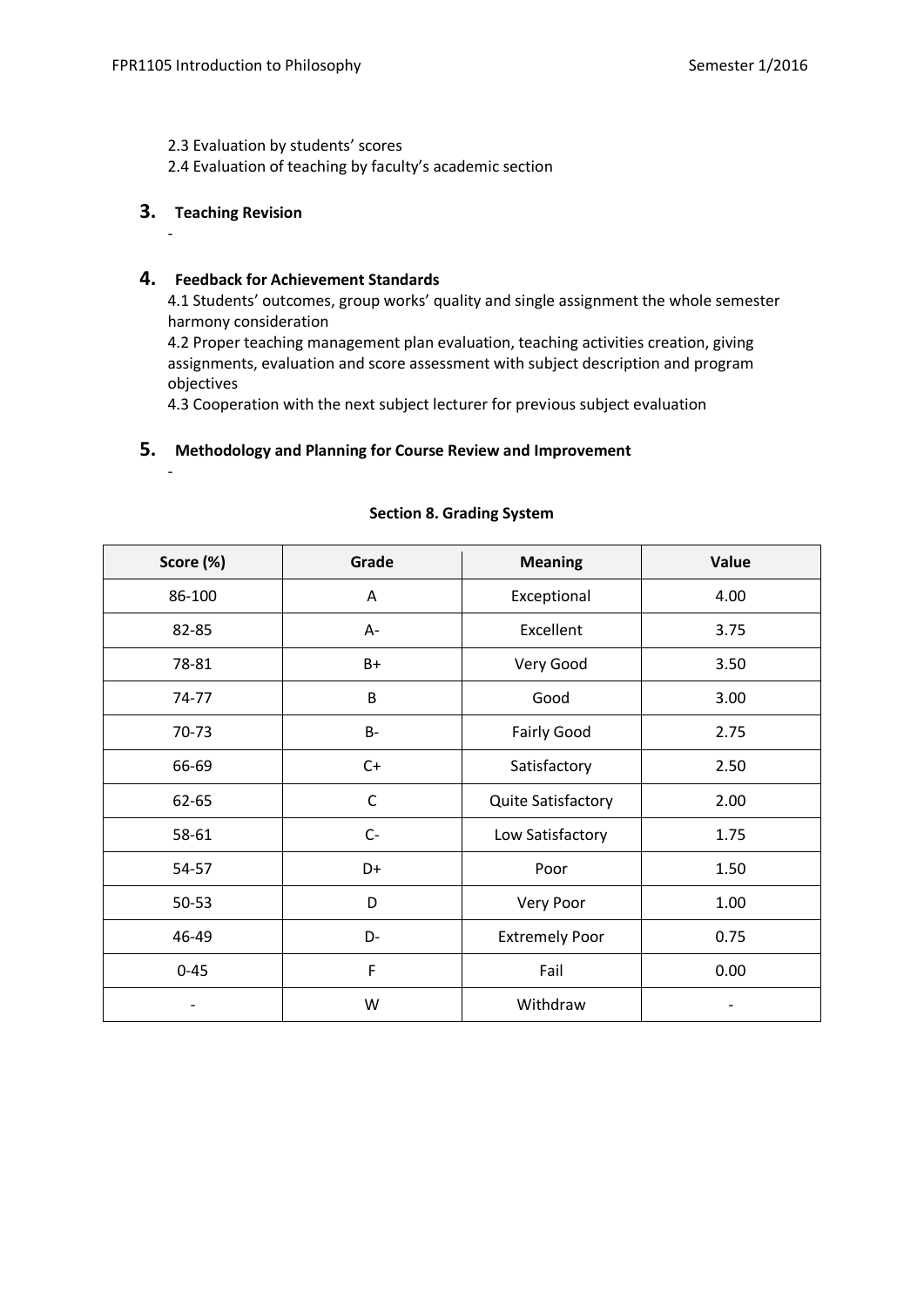2.3 Evaluation by students' scores
2.4 Evaluation of teaching by faculty's academic section

## 3. Teaching Revision

-

## 4. Feedback for Achievement Standards

4.1 Students' outcomes, group works' quality and single assignment the whole semester harmony consideration
4.2 Proper teaching management plan evaluation, teaching activities creation, giving assignments, evaluation and score assessment with subject description and program objectives
4.3 Cooperation with the next subject lecturer for previous subject evaluation

## 5. Methodology and Planning for Course Review and Improvement

-

### Section 8. Grading System

| Score (%) | Grade | Meaning | Value |
|---|---|---|---|
| 86-100 | A | Exceptional | 4.00 |
| 82-85 | A- | Excellent | 3.75 |
| 78-81 | B+ | Very Good | 3.50 |
| 74-77 | B | Good | 3.00 |
| 70-73 | B- | Fairly Good | 2.75 |
| 66-69 | C+ | Satisfactory | 2.50 |
| 62-65 | C | Quite Satisfactory | 2.00 |
| 58-61 | C- | Low Satisfactory | 1.75 |
| 54-57 | D+ | Poor | 1.50 |
| 50-53 | D | Very Poor | 1.00 |
| 46-49 | D- | Extremely Poor | 0.75 |
| 0-45 | F | Fail | 0.00 |
| - | W | Withdraw | - |